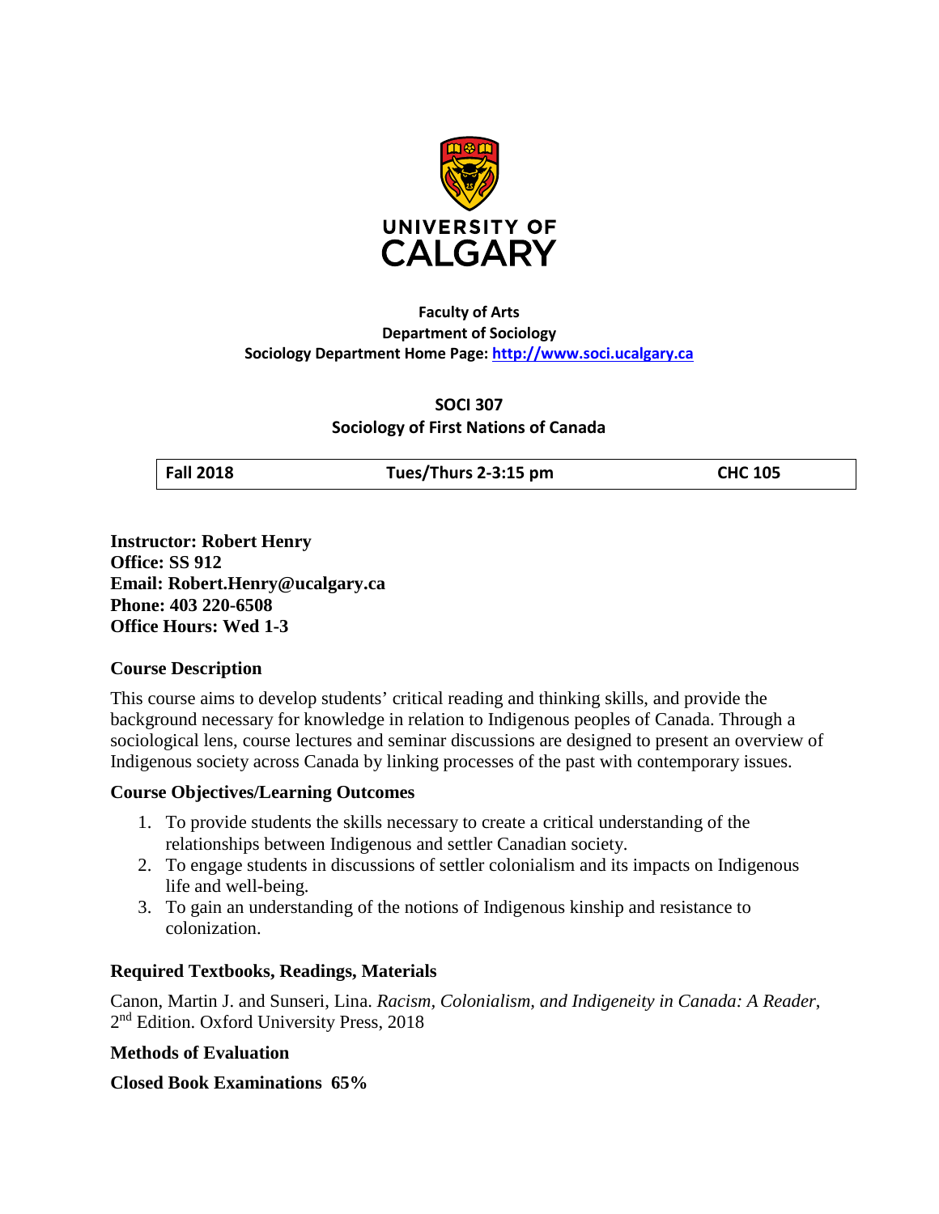**Faculty of Arts**
**Department of Sociology**
**Sociology Department Home Page: [http://www.soci.ucalgary.ca](http://www.soci.ucalgary.ca)**

# SOCI 307
## Sociology of First Nations of Canada

| Fall 2018 | Tues/Thurs 2-3:15 pm | CHC 105 |
|---|---|---|

**Instructor: Robert Henry**
**Office: SS 912**
**Email: Robert.Henry@ucalgary.ca**
**Phone: 403 220-6508**
**Office Hours: Wed 1-3**

### Course Description

This course aims to develop students' critical reading and thinking skills, and provide the background necessary for knowledge in relation to Indigenous peoples of Canada. Through a sociological lens, course lectures and seminar discussions are designed to present an overview of Indigenous society across Canada by linking processes of the past with contemporary issues.

### Course Objectives/Learning Outcomes

1. To provide students the skills necessary to create a critical understanding of the relationships between Indigenous and settler Canadian society.
2. To engage students in discussions of settler colonialism and its impacts on Indigenous life and well-being.
3. To gain an understanding of the notions of Indigenous kinship and resistance to colonization.

### Required Textbooks, Readings, Materials

Canon, Martin J. and Sunseri, Lina. *Racism, Colonialism, and Indigeneity in Canada: A Reader*, 2nd Edition. Oxford University Press, 2018

### Methods of Evaluation

**Closed Book Examinations 65%**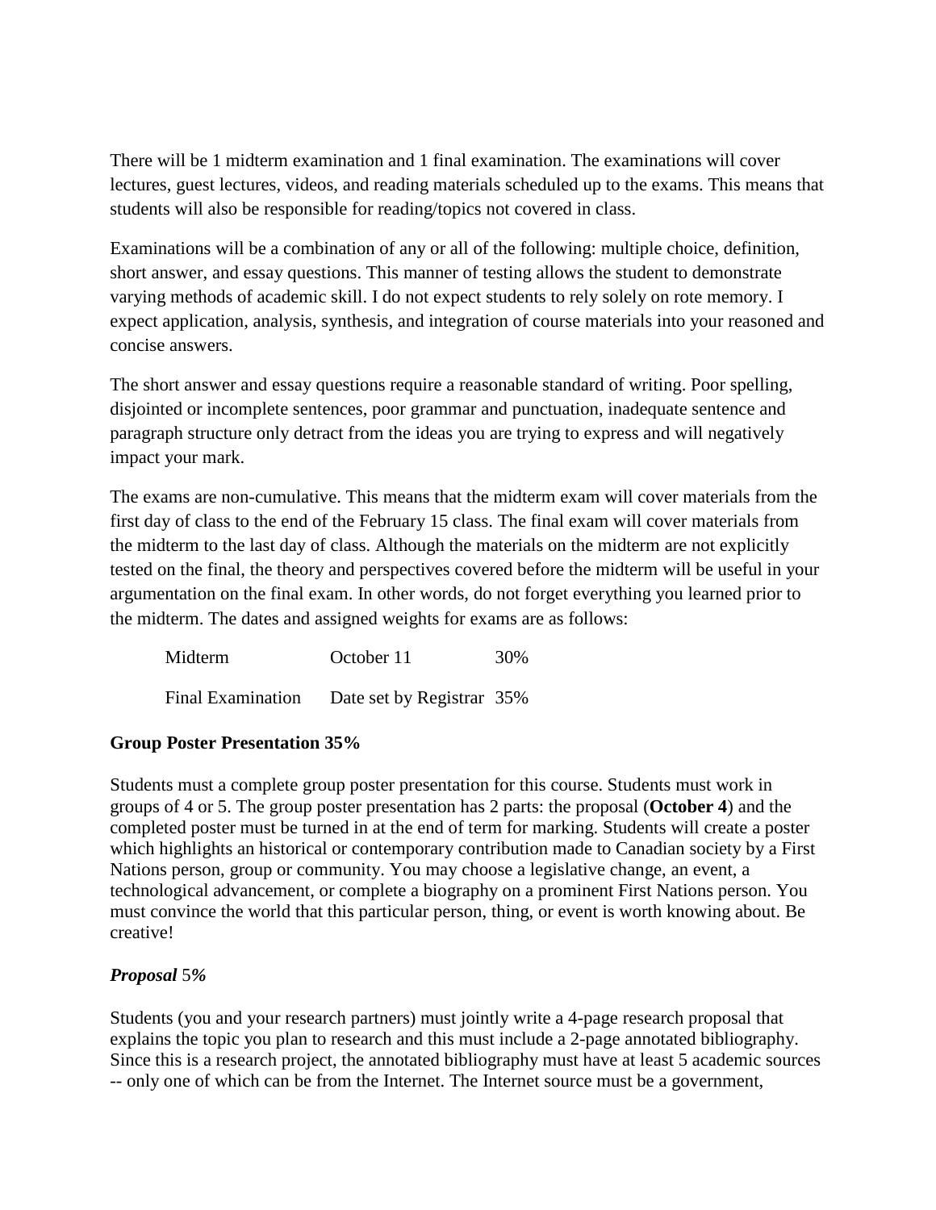There will be 1 midterm examination and 1 final examination. The examinations will cover lectures, guest lectures, videos, and reading materials scheduled up to the exams. This means that students will also be responsible for reading/topics not covered in class.

Examinations will be a combination of any or all of the following: multiple choice, definition, short answer, and essay questions. This manner of testing allows the student to demonstrate varying methods of academic skill. I do not expect students to rely solely on rote memory. I expect application, analysis, synthesis, and integration of course materials into your reasoned and concise answers.

The short answer and essay questions require a reasonable standard of writing. Poor spelling, disjointed or incomplete sentences, poor grammar and punctuation, inadequate sentence and paragraph structure only detract from the ideas you are trying to express and will negatively impact your mark.

The exams are non-cumulative. This means that the midterm exam will cover materials from the first day of class to the end of the February 15 class. The final exam will cover materials from the midterm to the last day of class. Although the materials on the midterm are not explicitly tested on the final, the theory and perspectives covered before the midterm will be useful in your argumentation on the final exam. In other words, do not forget everything you learned prior to the midterm. The dates and assigned weights for exams are as follows:

| | | |
|---|---|---|
| Midterm | October 11 | 30% |
| Final Examination | Date set by Registrar | 35% |

**Group Poster Presentation 35%**

Students must a complete group poster presentation for this course. Students must work in groups of 4 or 5. The group poster presentation has 2 parts: the proposal (**October 4**) and the completed poster must be turned in at the end of term for marking. Students will create a poster which highlights an historical or contemporary contribution made to Canadian society by a First Nations person, group or community. You may choose a legislative change, an event, a technological advancement, or complete a biography on a prominent First Nations person. You must convince the world that this particular person, thing, or event is worth knowing about. Be creative!

***Proposal** 5%*

Students (you and your research partners) must jointly write a 4-page research proposal that explains the topic you plan to research and this must include a 2-page annotated bibliography. Since this is a research project, the annotated bibliography must have at least 5 academic sources -- only one of which can be from the Internet. The Internet source must be a government,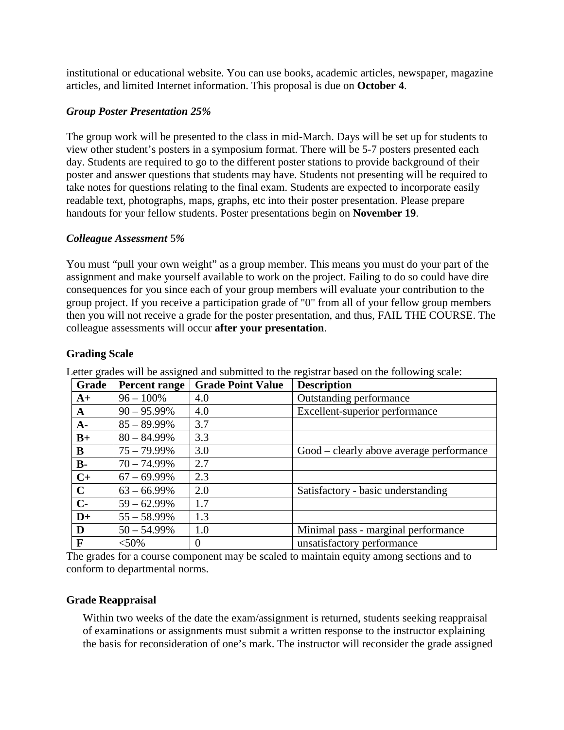institutional or educational website. You can use books, academic articles, newspaper, magazine articles, and limited Internet information. This proposal is due on **October 4**.

***Group Poster Presentation 25%***

The group work will be presented to the class in mid-March. Days will be set up for students to view other student's posters in a symposium format. There will be 5-7 posters presented each day. Students are required to go to the different poster stations to provide background of their poster and answer questions that students may have. Students not presenting will be required to take notes for questions relating to the final exam. Students are expected to incorporate easily readable text, photographs, maps, graphs, etc into their poster presentation. Please prepare handouts for your fellow students. Poster presentations begin on **November 19**.

***Colleague Assessment** 5%*

You must "pull your own weight" as a group member. This means you must do your part of the assignment and make yourself available to work on the project. Failing to do so could have dire consequences for you since each of your group members will evaluate your contribution to the group project. If you receive a participation grade of "0" from all of your fellow group members then you will not receive a grade for the poster presentation, and thus, FAIL THE COURSE. The colleague assessments will occur **after your presentation**.

**Grading Scale**

Letter grades will be assigned and submitted to the registrar based on the following scale:

| Grade | Percent range | Grade Point Value | Description |
|---|---|---|---|
| **A+** | 96 – 100% | 4.0 | Outstanding performance |
| **A** | 90 – 95.99% | 4.0 | Excellent-superior performance |
| **A-** | 85 – 89.99% | 3.7 | |
| **B+** | 80 – 84.99% | 3.3 | |
| **B** | 75 – 79.99% | 3.0 | Good – clearly above average performance |
| **B-** | 70 – 74.99% | 2.7 | |
| **C+** | 67 – 69.99% | 2.3 | |
| **C** | 63 – 66.99% | 2.0 | Satisfactory - basic understanding |
| **C-** | 59 – 62.99% | 1.7 | |
| **D+** | 55 – 58.99% | 1.3 | |
| **D** | 50 – 54.99% | 1.0 | Minimal pass - marginal performance |
| **F** | <50% | 0 | unsatisfactory performance |

The grades for a course component may be scaled to maintain equity among sections and to conform to departmental norms.

**Grade Reappraisal**

Within two weeks of the date the exam/assignment is returned, students seeking reappraisal of examinations or assignments must submit a written response to the instructor explaining the basis for reconsideration of one's mark. The instructor will reconsider the grade assigned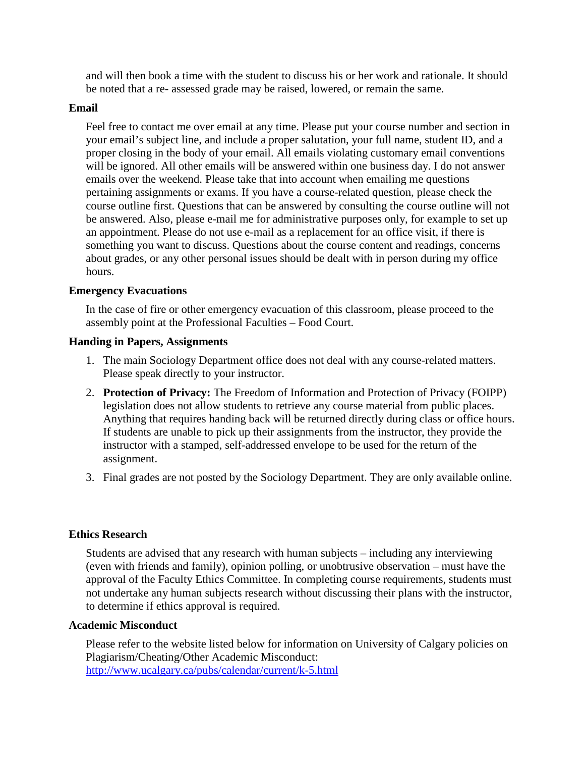and will then book a time with the student to discuss his or her work and rationale. It should be noted that a re- assessed grade may be raised, lowered, or remain the same.

### Email

Feel free to contact me over email at any time. Please put your course number and section in your email's subject line, and include a proper salutation, your full name, student ID, and a proper closing in the body of your email. All emails violating customary email conventions will be ignored. All other emails will be answered within one business day. I do not answer emails over the weekend. Please take that into account when emailing me questions pertaining assignments or exams. If you have a course-related question, please check the course outline first. Questions that can be answered by consulting the course outline will not be answered. Also, please e-mail me for administrative purposes only, for example to set up an appointment. Please do not use e-mail as a replacement for an office visit, if there is something you want to discuss. Questions about the course content and readings, concerns about grades, or any other personal issues should be dealt with in person during my office hours.

### Emergency Evacuations

In the case of fire or other emergency evacuation of this classroom, please proceed to the assembly point at the Professional Faculties – Food Court.

### Handing in Papers, Assignments

1. The main Sociology Department office does not deal with any course-related matters. Please speak directly to your instructor.
2. **Protection of Privacy:** The Freedom of Information and Protection of Privacy (FOIPP) legislation does not allow students to retrieve any course material from public places. Anything that requires handing back will be returned directly during class or office hours. If students are unable to pick up their assignments from the instructor, they provide the instructor with a stamped, self-addressed envelope to be used for the return of the assignment.
3. Final grades are not posted by the Sociology Department. They are only available online.

### Ethics Research

Students are advised that any research with human subjects – including any interviewing (even with friends and family), opinion polling, or unobtrusive observation – must have the approval of the Faculty Ethics Committee. In completing course requirements, students must not undertake any human subjects research without discussing their plans with the instructor, to determine if ethics approval is required.

### Academic Misconduct

Please refer to the website listed below for information on University of Calgary policies on Plagiarism/Cheating/Other Academic Misconduct:
http://www.ucalgary.ca/pubs/calendar/current/k-5.html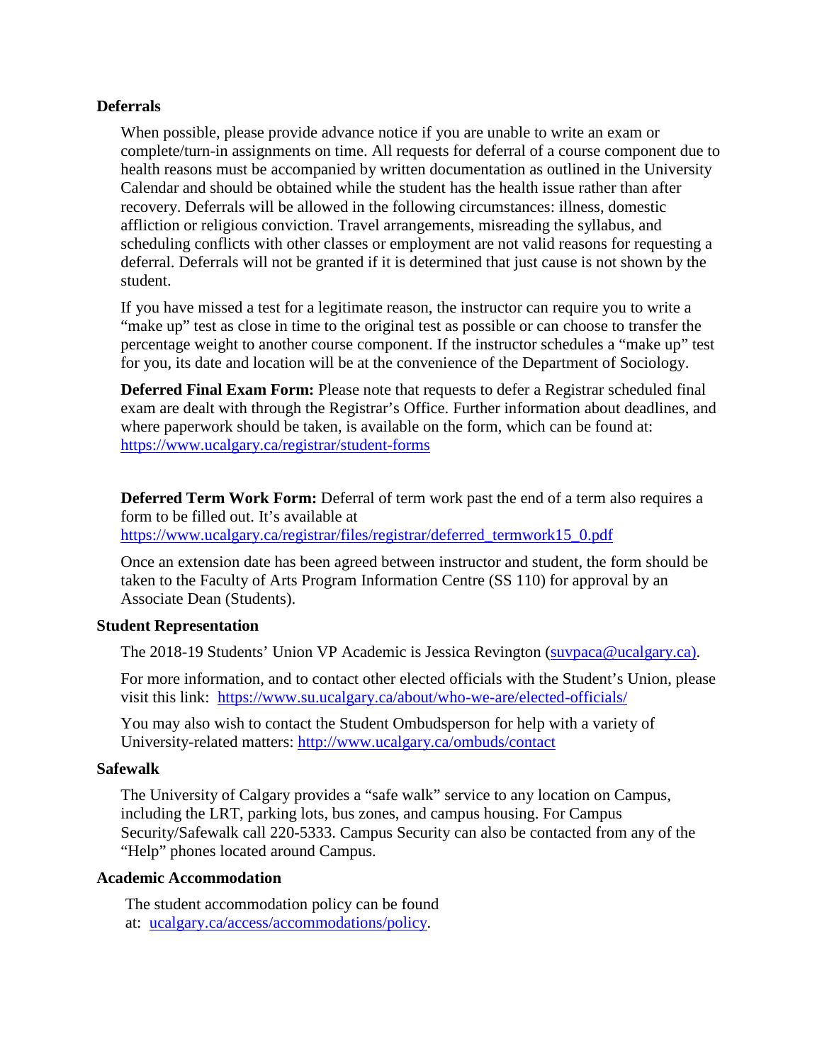## Deferrals

When possible, please provide advance notice if you are unable to write an exam or complete/turn-in assignments on time. All requests for deferral of a course component due to health reasons must be accompanied by written documentation as outlined in the University Calendar and should be obtained while the student has the health issue rather than after recovery. Deferrals will be allowed in the following circumstances: illness, domestic affliction or religious conviction. Travel arrangements, misreading the syllabus, and scheduling conflicts with other classes or employment are not valid reasons for requesting a deferral. Deferrals will not be granted if it is determined that just cause is not shown by the student.

If you have missed a test for a legitimate reason, the instructor can require you to write a "make up" test as close in time to the original test as possible or can choose to transfer the percentage weight to another course component. If the instructor schedules a "make up" test for you, its date and location will be at the convenience of the Department of Sociology.

**Deferred Final Exam Form:** Please note that requests to defer a Registrar scheduled final exam are dealt with through the Registrar's Office. Further information about deadlines, and where paperwork should be taken, is available on the form, which can be found at: https://www.ucalgary.ca/registrar/student-forms

**Deferred Term Work Form:** Deferral of term work past the end of a term also requires a form to be filled out. It's available at https://www.ucalgary.ca/registrar/files/registrar/deferred_termwork15_0.pdf

Once an extension date has been agreed between instructor and student, the form should be taken to the Faculty of Arts Program Information Centre (SS 110) for approval by an Associate Dean (Students).

## Student Representation

The 2018-19 Students' Union VP Academic is Jessica Revington (suvpaca@ucalgary.ca).

For more information, and to contact other elected officials with the Student's Union, please visit this link: https://www.su.ucalgary.ca/about/who-we-are/elected-officials/

You may also wish to contact the Student Ombudsperson for help with a variety of University-related matters: http://www.ucalgary.ca/ombuds/contact

## Safewalk

The University of Calgary provides a "safe walk" service to any location on Campus, including the LRT, parking lots, bus zones, and campus housing. For Campus Security/Safewalk call 220-5333. Campus Security can also be contacted from any of the "Help" phones located around Campus.

## Academic Accommodation

The student accommodation policy can be found at: ucalgary.ca/access/accommodations/policy.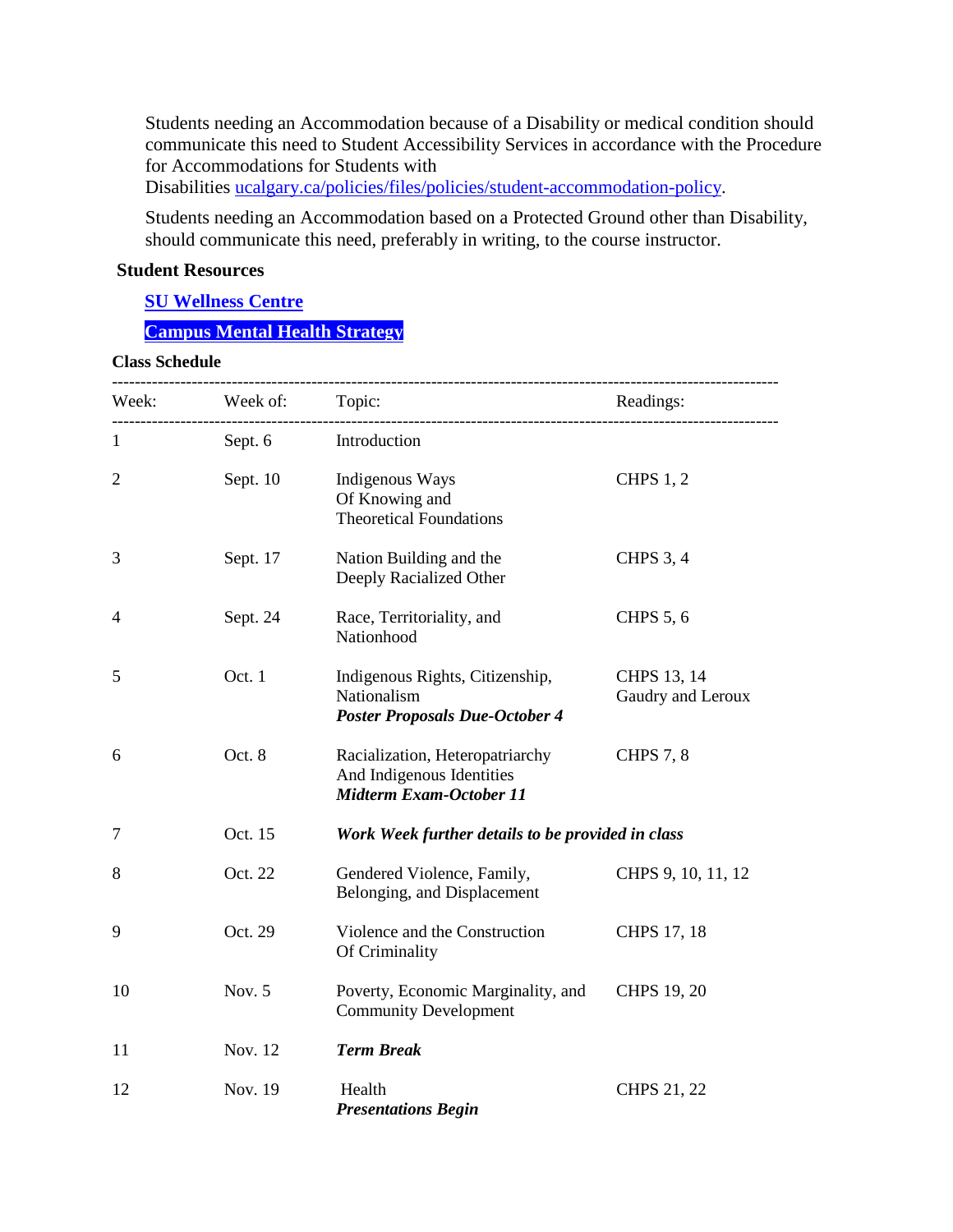Students needing an Accommodation because of a Disability or medical condition should communicate this need to Student Accessibility Services in accordance with the Procedure for Accommodations for Students with Disabilities [ucalgary.ca/policies/files/policies/student-accommodation-policy](ucalgary.ca/policies/files/policies/student-accommodation-policy).

Students needing an Accommodation based on a Protected Ground other than Disability, should communicate this need, preferably in writing, to the course instructor.

**Student Resources**

**SU Wellness Centre**

**Campus Mental Health Strategy**

**Class Schedule**

| Week: | Week of: | Topic: | Readings: |
|---|---|---|---|
| 1 | Sept. 6 | Introduction | |
| 2 | Sept. 10 | Indigenous Ways Of Knowing and Theoretical Foundations | CHPS 1, 2 |
| 3 | Sept. 17 | Nation Building and the Deeply Racialized Other | CHPS 3, 4 |
| 4 | Sept. 24 | Race, Territoriality, and Nationhood | CHPS 5, 6 |
| 5 | Oct. 1 | Indigenous Rights, Citizenship, Nationalism ***Poster Proposals Due-October 4*** | CHPS 13, 14 Gaudry and Leroux |
| 6 | Oct. 8 | Racialization, Heteropatriarchy And Indigenous Identities ***Midterm Exam-October 11*** | CHPS 7, 8 |
| 7 | Oct. 15 | ***Work Week further details to be provided in class*** | |
| 8 | Oct. 22 | Gendered Violence, Family, Belonging, and Displacement | CHPS 9, 10, 11, 12 |
| 9 | Oct. 29 | Violence and the Construction Of Criminality | CHPS 17, 18 |
| 10 | Nov. 5 | Poverty, Economic Marginality, and Community Development | CHPS 19, 20 |
| 11 | Nov. 12 | ***Term Break*** | |
| 12 | Nov. 19 | Health ***Presentations Begin*** | CHPS 21, 22 |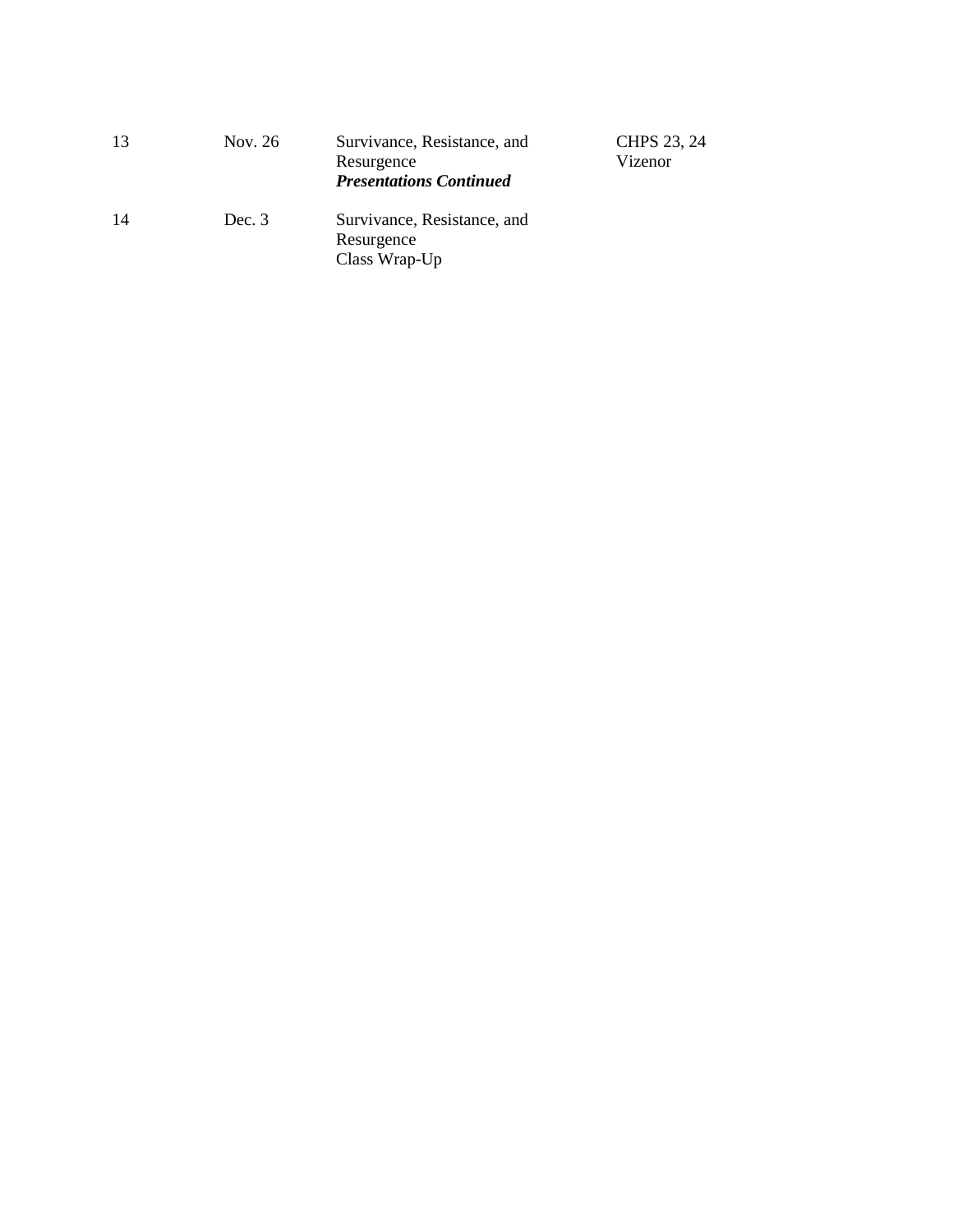| | | | |
|---|---|---|---|
| 13 | Nov. 26 | Survivance, Resistance, and Resurgence ***Presentations Continued*** | CHPS 23, 24 Vizenor |
| 14 | Dec. 3 | Survivance, Resistance, and Resurgence Class Wrap-Up | |